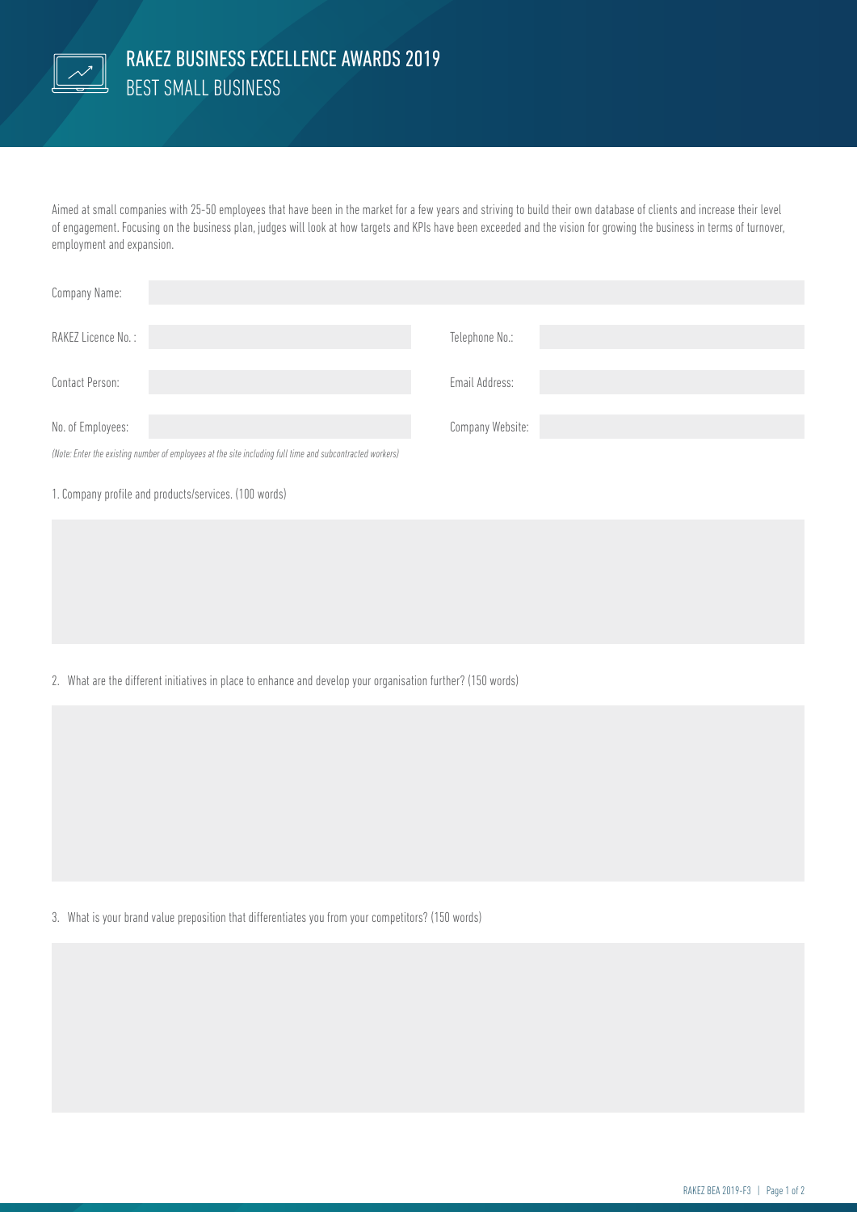# RAKEZ BUSINESS EXCELLENCE AWARDS 2019
## BEST SMALL BUSINESS

Aimed at small companies with 25-50 employees that have been in the market for a few years and striving to build their own database of clients and increase their level of engagement. Focusing on the business plan, judges will look at how targets and KPIs have been exceeded and the vision for growing the business in terms of turnover, employment and expansion.

| | | | |
|---|---|---|---|
| Company Name: | | | |
| RAKEZ Licence No. : | | Telephone No.: | |
| Contact Person: | | Email Address: | |
| No. of Employees: | | Company Website: | |

*(Note: Enter the existing number of employees at the site including full time and subcontracted workers)*

1. Company profile and products/services. (100 words)

2. What are the different initiatives in place to enhance and develop your organisation further? (150 words)

3. What is your brand value preposition that differentiates you from your competitors? (150 words)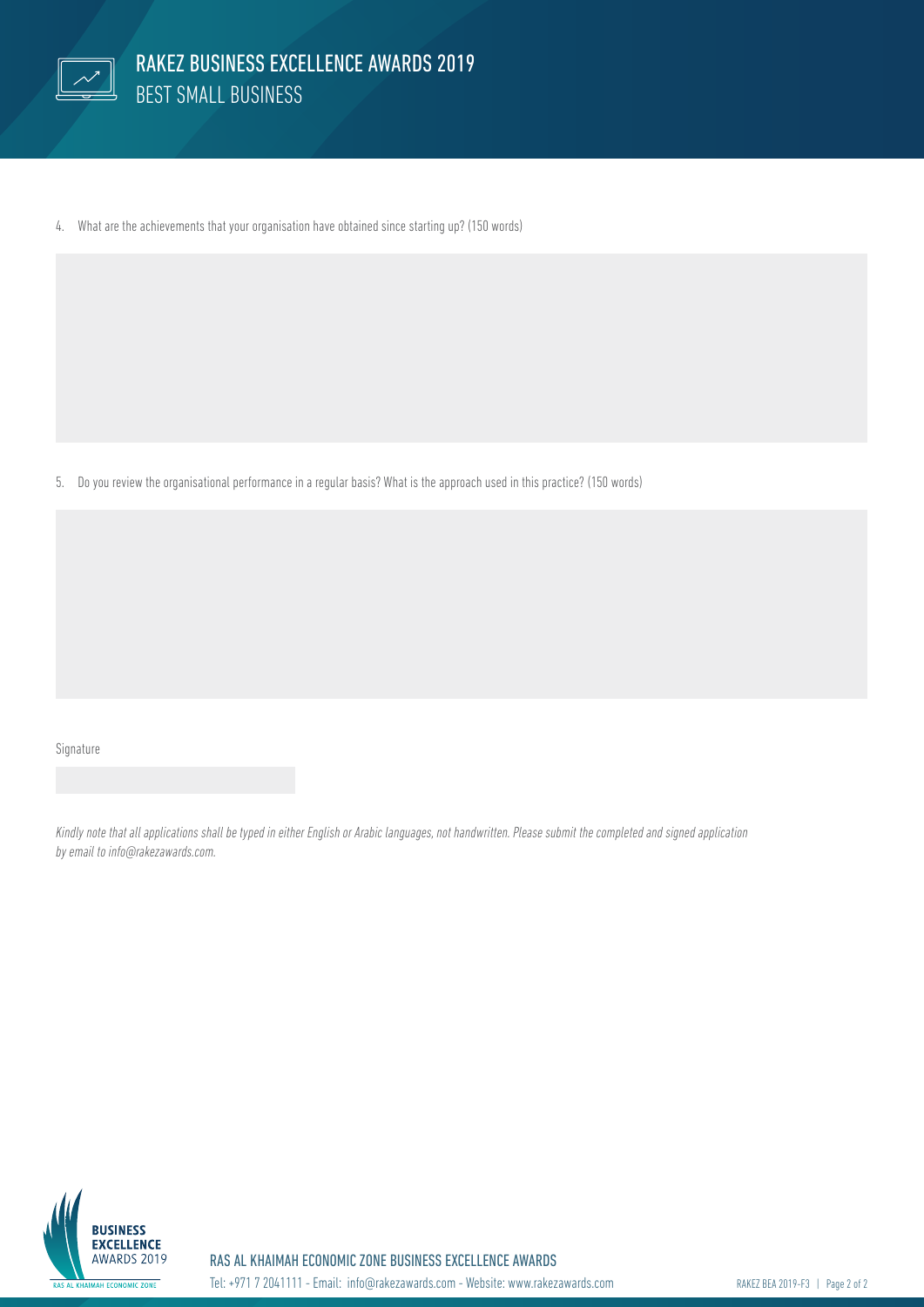4. What are the achievements that your organisation have obtained since starting up? (150 words)

5. Do you review the organisational performance in a regular basis? What is the approach used in this practice? (150 words)

Signature

*Kindly note that all applications shall be typed in either English or Arabic languages, not handwritten. Please submit the completed and signed application by email to info@rakezawards.com.*